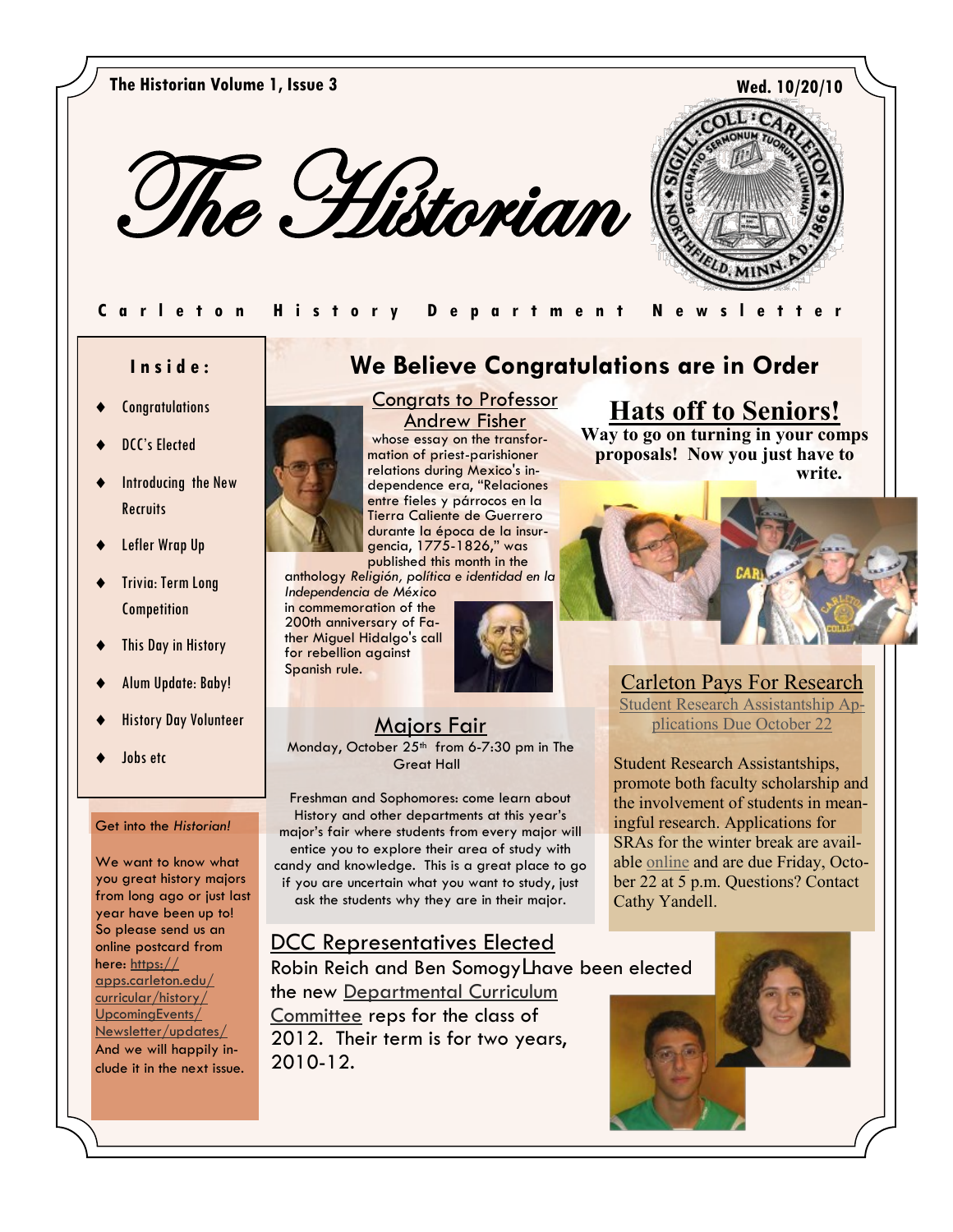The Historian Volume 1, Issue 3

Wed. 10/20/10

# The Historian

Carleton History Department Newsletter

**Inside:**

- Congratulations
- DCC's Elected
- Introducing the New Recruits
- Lefler Wrap Up
- Trivia: Term Long Competition
- This Day in History
- Alum Update: Baby!
- History Day Volunteer
- Jobs etc

Get into the *Historian!*

We want to know what you great history majors from long ago or just last year have been up to! So please send us an online postcard from here: https://apps.carleton.edu/curricular/history/UpcomingEvents/Newsletter/updates/ And we will happily include it in the next issue.

## We Believe Congratulations are in Order

### Congrats to Professor Andrew Fisher

whose essay on the transformation of priest-parishioner relations during Mexico's independence era, "Relaciones entre fieles y párrocos en la Tierra Caliente de Guerrero durante la época de la insurgencia, 1775-1826," was published this month in the anthology *Religión, política e identidad en la Independencia de México* in commemoration of the 200th anniversary of Father Miguel Hidalgo's call for rebellion against Spanish rule.

### Hats off to Seniors!

**Way to go on turning in your comps proposals! Now you just have to write.**

### Majors Fair

Monday, October 25th from 6-7:30 pm in The Great Hall

Freshman and Sophomores: come learn about History and other departments at this year's major's fair where students from every major will entice you to explore their area of study with candy and knowledge. This is a great place to go if you are uncertain what you want to study, just ask the students why they are in their major.

### Carleton Pays For Research

Student Research Assistantship Applications Due October 22

Student Research Assistantships, promote both faculty scholarship and the involvement of students in meaningful research. Applications for SRAs for the winter break are available online and are due Friday, October 22 at 5 p.m. Questions? Contact Cathy Yandell.

### DCC Representatives Elected

Robin Reich and Ben Somogyi have been elected the new Departmental Curriculum Committee reps for the class of 2012. Their term is for two years, 2010-12.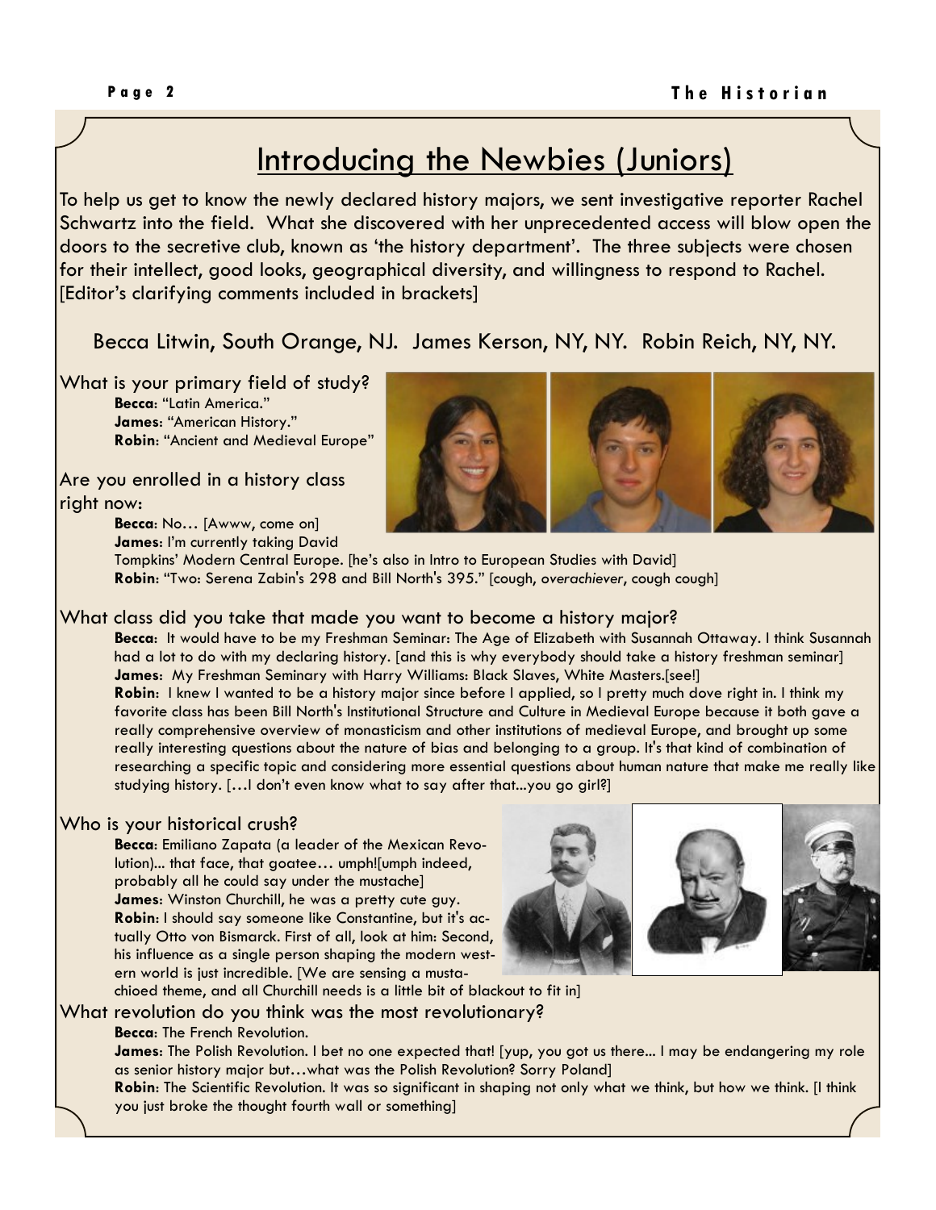# Introducing the Newbies (Juniors)

To help us get to know the newly declared history majors, we sent investigative reporter Rachel Schwartz into the field. What she discovered with her unprecedented access will blow open the doors to the secretive club, known as 'the history department'. The three subjects were chosen for their intellect, good looks, geographical diversity, and willingness to respond to Rachel. [Editor's clarifying comments included in brackets]

Becca Litwin, South Orange, NJ. James Kerson, NY, NY. Robin Reich, NY, NY.

## What is your primary field of study?

**Becca**: "Latin America."
**James**: "American History."
**Robin**: "Ancient and Medieval Europe"

## Are you enrolled in a history class right now:

**Becca**: No… [Awww, come on]
**James**: I'm currently taking David Tompkins' Modern Central Europe. [he's also in Intro to European Studies with David]
**Robin**: "Two: Serena Zabin's 298 and Bill North's 395." [cough, *overachiever*, cough cough]

## What class did you take that made you want to become a history major?

**Becca**: It would have to be my Freshman Seminar: The Age of Elizabeth with Susannah Ottaway. I think Susannah had a lot to do with my declaring history. [and this is why everybody should take a history freshman seminar]
**James**: My Freshman Seminary with Harry Williams: Black Slaves, White Masters.[see!]
**Robin**: I knew I wanted to be a history major since before I applied, so I pretty much dove right in. I think my favorite class has been Bill North's Institutional Structure and Culture in Medieval Europe because it both gave a really comprehensive overview of monasticism and other institutions of medieval Europe, and brought up some really interesting questions about the nature of bias and belonging to a group. It's that kind of combination of researching a specific topic and considering more essential questions about human nature that make me really like studying history. […I don't even know what to say after that...you go girl?]

## Who is your historical crush?

**Becca**: Emiliano Zapata (a leader of the Mexican Revolution)... that face, that goatee… umph![umph indeed, probably all he could say under the mustache]
**James**: Winston Churchill, he was a pretty cute guy.
**Robin**: I should say someone like Constantine, but it's actually Otto von Bismarck. First of all, look at him: Second, his influence as a single person shaping the modern western world is just incredible. [We are sensing a mustachioed theme, and all Churchill needs is a little bit of blackout to fit in]

## What revolution do you think was the most revolutionary?

**Becca**: The French Revolution.
**James**: The Polish Revolution. I bet no one expected that! [yup, you got us there... I may be endangering my role as senior history major but…what was the Polish Revolution? Sorry Poland]
**Robin**: The Scientific Revolution. It was so significant in shaping not only what we think, but how we think. [I think you just broke the thought fourth wall or something]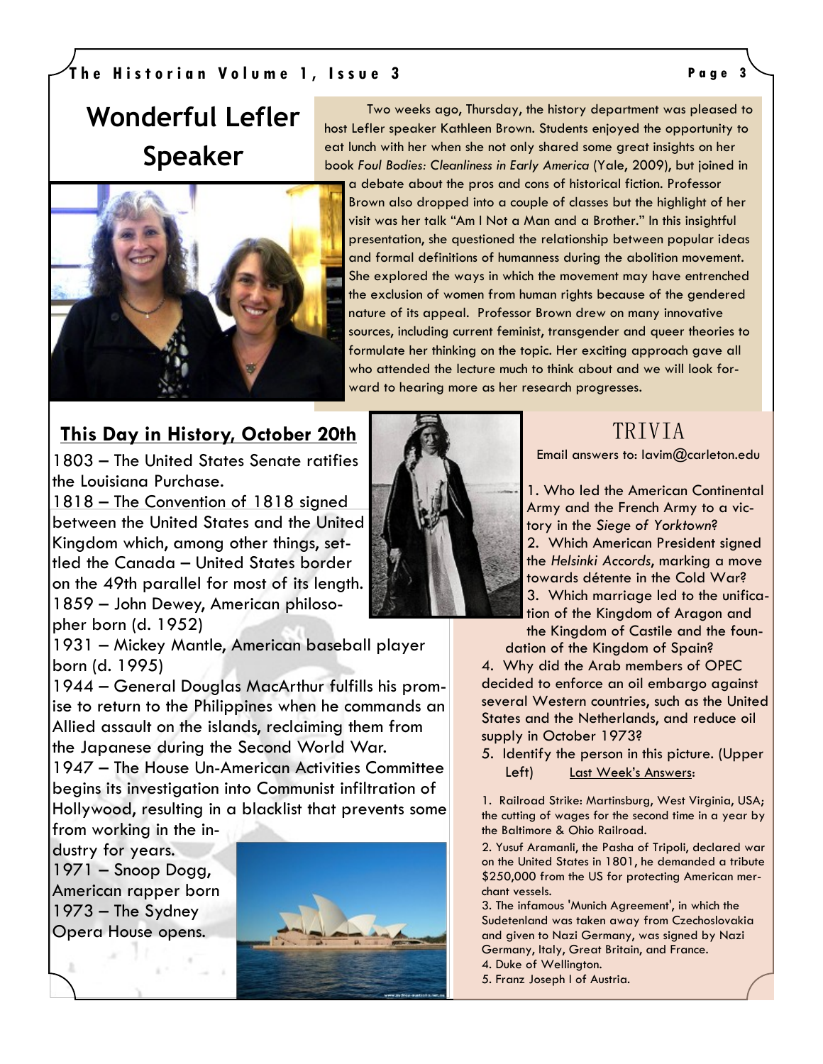## Wonderful Lefler Speaker

Two weeks ago, Thursday, the history department was pleased to host Lefler speaker Kathleen Brown. Students enjoyed the opportunity to eat lunch with her when she not only shared some great insights on her book *Foul Bodies: Cleanliness in Early America* (Yale, 2009), but joined in a debate about the pros and cons of historical fiction. Professor Brown also dropped into a couple of classes but the highlight of her visit was her talk "Am I Not a Man and a Brother." In this insightful presentation, she questioned the relationship between popular ideas and formal definitions of humanness during the abolition movement. She explored the ways in which the movement may have entrenched the exclusion of women from human rights because of the gendered nature of its appeal. Professor Brown drew on many innovative sources, including current feminist, transgender and queer theories to formulate her thinking on the topic. Her exciting approach gave all who attended the lecture much to think about and we will look forward to hearing more as her research progresses.

## This Day in History, October 20th

1803 – The United States Senate ratifies the Louisiana Purchase.
1818 – The Convention of 1818 signed between the United States and the United Kingdom which, among other things, settled the Canada – United States border on the 49th parallel for most of its length.
1859 – John Dewey, American philosopher born (d. 1952)
1931 – Mickey Mantle, American baseball player born (d. 1995)
1944 – General Douglas MacArthur fulfills his promise to return to the Philippines when he commands an Allied assault on the islands, reclaiming them from the Japanese during the Second World War.
1947 – The House Un-American Activities Committee begins its investigation into Communist infiltration of Hollywood, resulting in a blacklist that prevents some from working in the industry for years.
1971 – Snoop Dogg, American rapper born
1973 – The Sydney Opera House opens.

## TRIVIA

Email answers to: lavim@carleton.edu

1. Who led the American Continental Army and the French Army to a victory in the *Siege of Yorktown*?
2. Which American President signed the *Helsinki Accords*, marking a move towards détente in the Cold War?
3. Which marriage led to the unification of the Kingdom of Aragon and the Kingdom of Castile and the foundation of the Kingdom of Spain?
4. Why did the Arab members of OPEC decided to enforce an oil embargo against several Western countries, such as the United States and the Netherlands, and reduce oil supply in October 1973?
5. Identify the person in this picture. (Upper Left)

Last Week's Answers:

1. Railroad Strike: Martinsburg, West Virginia, USA; the cutting of wages for the second time in a year by the Baltimore & Ohio Railroad.
2. Yusuf Aramanli, the Pasha of Tripoli, declared war on the United States in 1801, he demanded a tribute $250,000 from the US for protecting American merchant vessels.
3. The infamous 'Munich Agreement', in which the Sudetenland was taken away from Czechoslovakia and given to Nazi Germany, was signed by Nazi Germany, Italy, Great Britain, and France.
4. Duke of Wellington.
5. Franz Joseph I of Austria.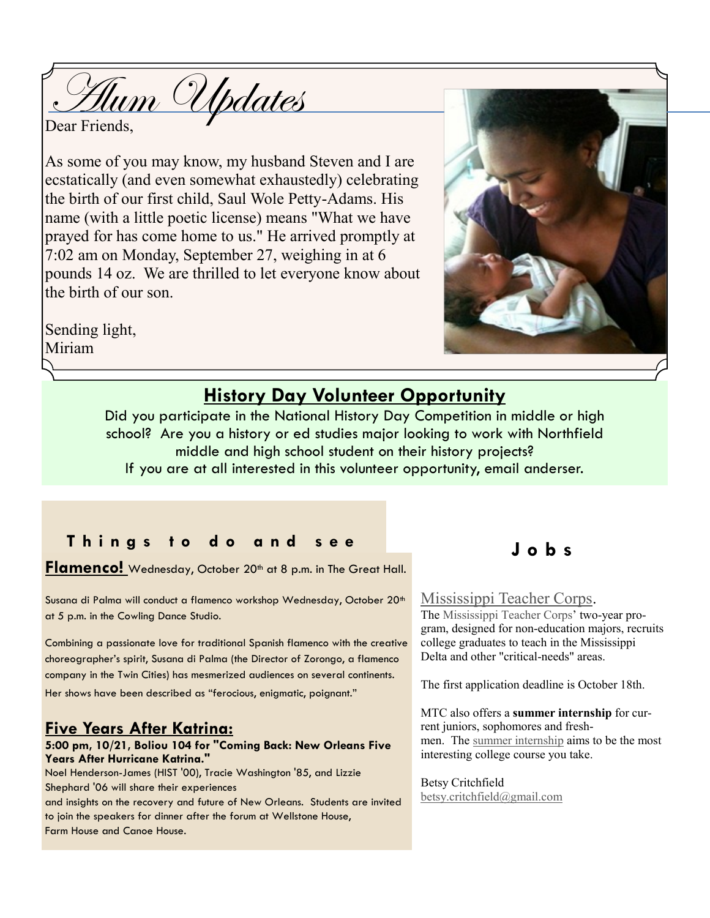# Alum Updates

Dear Friends,

As some of you may know, my husband Steven and I are ecstatically (and even somewhat exhaustedly) celebrating the birth of our first child, Saul Wole Petty-Adams. His name (with a little poetic license) means "What we have prayed for has come home to us." He arrived promptly at 7:02 am on Monday, September 27, weighing in at 6 pounds 14 oz. We are thrilled to let everyone know about the birth of our son.

Sending light,
Miriam

## History Day Volunteer Opportunity

Did you participate in the National History Day Competition in middle or high school? Are you a history or ed studies major looking to work with Northfield middle and high school student on their history projects?
If you are at all interested in this volunteer opportunity, email anderser.

## Things to do and see

**Flamenco!** Wednesday, October 20th at 8 p.m. in The Great Hall.

Susana di Palma will conduct a flamenco workshop Wednesday, October 20th at 5 p.m. in the Cowling Dance Studio.

Combining a passionate love for traditional Spanish flamenco with the creative choreographer's spirit, Susana di Palma (the Director of Zorongo, a flamenco company in the Twin Cities) has mesmerized audiences on several continents. Her shows have been described as "ferocious, enigmatic, poignant."

### Five Years After Katrina:

**5:00 pm, 10/21, Boliou 104 for "Coming Back: New Orleans Five Years After Hurricane Katrina."**

Noel Henderson-James (HIST '00), Tracie Washington '85, and Lizzie Shephard '06 will share their experiences and insights on the recovery and future of New Orleans. Students are invited to join the speakers for dinner after the forum at Wellstone House, Farm House and Canoe House.

## Jobs

Mississippi Teacher Corps.

The Mississippi Teacher Corps' two-year program, designed for non-education majors, recruits college graduates to teach in the Mississippi Delta and other "critical-needs" areas.

The first application deadline is October 18th.

MTC also offers a **summer internship** for current juniors, sophomores and freshmen. The summer internship aims to be the most interesting college course you take.

Betsy Critchfield
betsy.critchfield@gmail.com